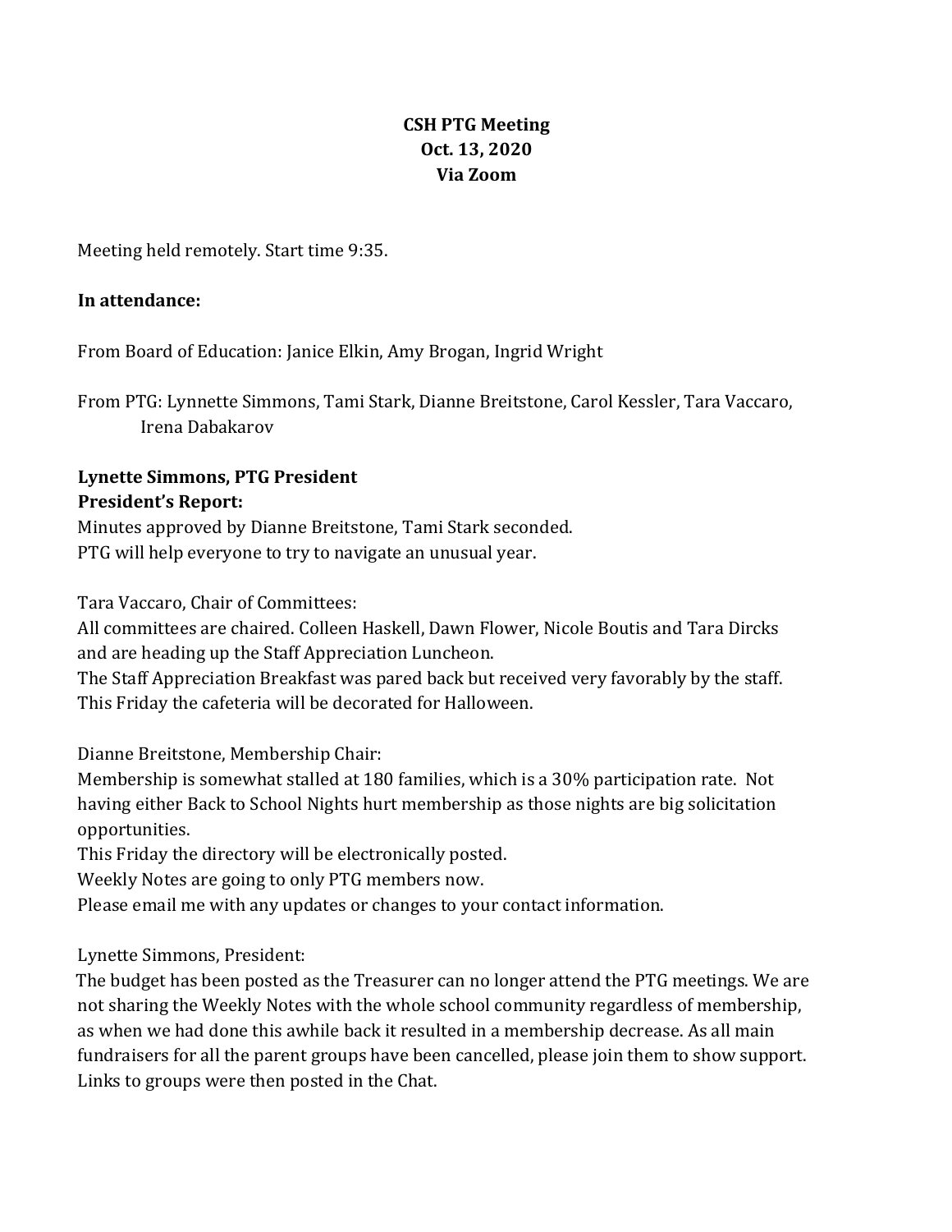**CSH PTG Meeting**
**Oct. 13, 2020**
**Via Zoom**

Meeting held remotely. Start time 9:35.

**In attendance:**

From Board of Education: Janice Elkin, Amy Brogan, Ingrid Wright

From PTG: Lynnette Simmons, Tami Stark, Dianne Breitstone, Carol Kessler, Tara Vaccaro, Irena Dabakarov

**Lynette Simmons, PTG President**
**President's Report:**
Minutes approved by Dianne Breitstone, Tami Stark seconded.
PTG will help everyone to try to navigate an unusual year.

Tara Vaccaro, Chair of Committees:
All committees are chaired. Colleen Haskell, Dawn Flower, Nicole Boutis and Tara Dircks and are heading up the Staff Appreciation Luncheon.
The Staff Appreciation Breakfast was pared back but received very favorably by the staff.
This Friday the cafeteria will be decorated for Halloween.

Dianne Breitstone, Membership Chair:
Membership is somewhat stalled at 180 families, which is a 30% participation rate. Not having either Back to School Nights hurt membership as those nights are big solicitation opportunities.
This Friday the directory will be electronically posted.
Weekly Notes are going to only PTG members now.
Please email me with any updates or changes to your contact information.

Lynette Simmons, President:
The budget has been posted as the Treasurer can no longer attend the PTG meetings. We are not sharing the Weekly Notes with the whole school community regardless of membership, as when we had done this awhile back it resulted in a membership decrease. As all main fundraisers for all the parent groups have been cancelled, please join them to show support. Links to groups were then posted in the Chat.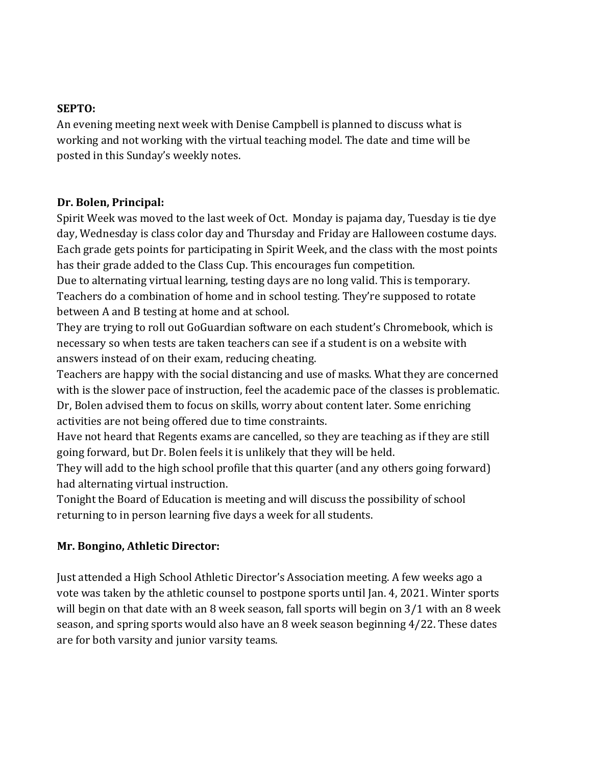**SEPTO:**
An evening meeting next week with Denise Campbell is planned to discuss what is working and not working with the virtual teaching model. The date and time will be posted in this Sunday's weekly notes.

**Dr. Bolen, Principal:**
Spirit Week was moved to the last week of Oct. Monday is pajama day, Tuesday is tie dye day, Wednesday is class color day and Thursday and Friday are Halloween costume days. Each grade gets points for participating in Spirit Week, and the class with the most points has their grade added to the Class Cup. This encourages fun competition.
Due to alternating virtual learning, testing days are no long valid. This is temporary. Teachers do a combination of home and in school testing. They're supposed to rotate between A and B testing at home and at school.
They are trying to roll out GoGuardian software on each student's Chromebook, which is necessary so when tests are taken teachers can see if a student is on a website with answers instead of on their exam, reducing cheating.
Teachers are happy with the social distancing and use of masks. What they are concerned with is the slower pace of instruction, feel the academic pace of the classes is problematic. Dr, Bolen advised them to focus on skills, worry about content later. Some enriching activities are not being offered due to time constraints.
Have not heard that Regents exams are cancelled, so they are teaching as if they are still going forward, but Dr. Bolen feels it is unlikely that they will be held.
They will add to the high school profile that this quarter (and any others going forward) had alternating virtual instruction.
Tonight the Board of Education is meeting and will discuss the possibility of school returning to in person learning five days a week for all students.

**Mr. Bongino, Athletic Director:**

Just attended a High School Athletic Director's Association meeting. A few weeks ago a vote was taken by the athletic counsel to postpone sports until Jan. 4, 2021. Winter sports will begin on that date with an 8 week season, fall sports will begin on 3/1 with an 8 week season, and spring sports would also have an 8 week season beginning 4/22. These dates are for both varsity and junior varsity teams.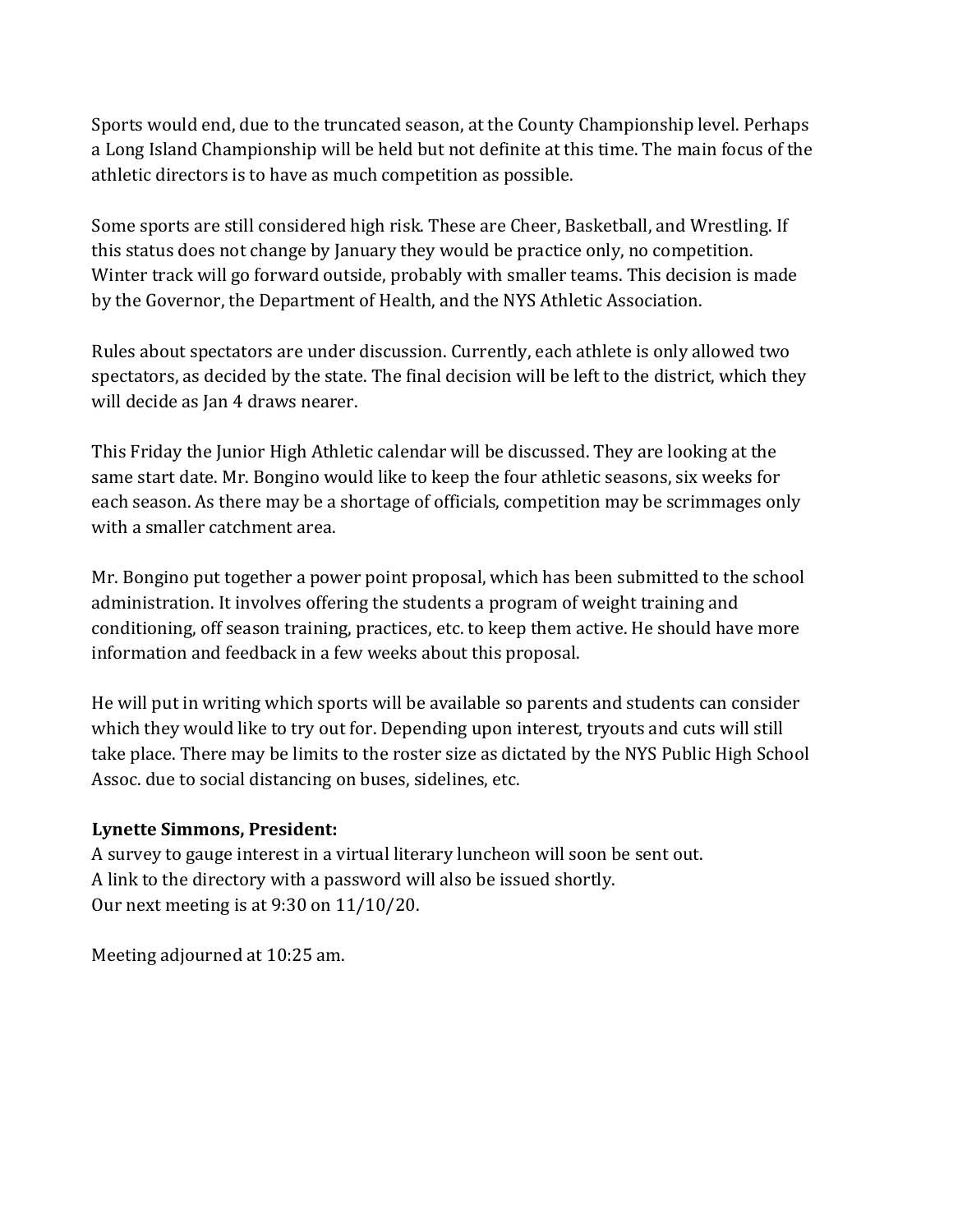Sports would end, due to the truncated season, at the County Championship level. Perhaps a Long Island Championship will be held but not definite at this time. The main focus of the athletic directors is to have as much competition as possible.

Some sports are still considered high risk. These are Cheer, Basketball, and Wrestling. If this status does not change by January they would be practice only, no competition. Winter track will go forward outside, probably with smaller teams. This decision is made by the Governor, the Department of Health, and the NYS Athletic Association.

Rules about spectators are under discussion. Currently, each athlete is only allowed two spectators, as decided by the state. The final decision will be left to the district, which they will decide as Jan 4 draws nearer.

This Friday the Junior High Athletic calendar will be discussed. They are looking at the same start date. Mr. Bongino would like to keep the four athletic seasons, six weeks for each season. As there may be a shortage of officials, competition may be scrimmages only with a smaller catchment area.

Mr. Bongino put together a power point proposal, which has been submitted to the school administration. It involves offering the students a program of weight training and conditioning, off season training, practices, etc. to keep them active. He should have more information and feedback in a few weeks about this proposal.

He will put in writing which sports will be available so parents and students can consider which they would like to try out for. Depending upon interest, tryouts and cuts will still take place. There may be limits to the roster size as dictated by the NYS Public High School Assoc. due to social distancing on buses, sidelines, etc.

**Lynette Simmons, President:**
A survey to gauge interest in a virtual literary luncheon will soon be sent out.
A link to the directory with a password will also be issued shortly.
Our next meeting is at 9:30 on 11/10/20.

Meeting adjourned at 10:25 am.